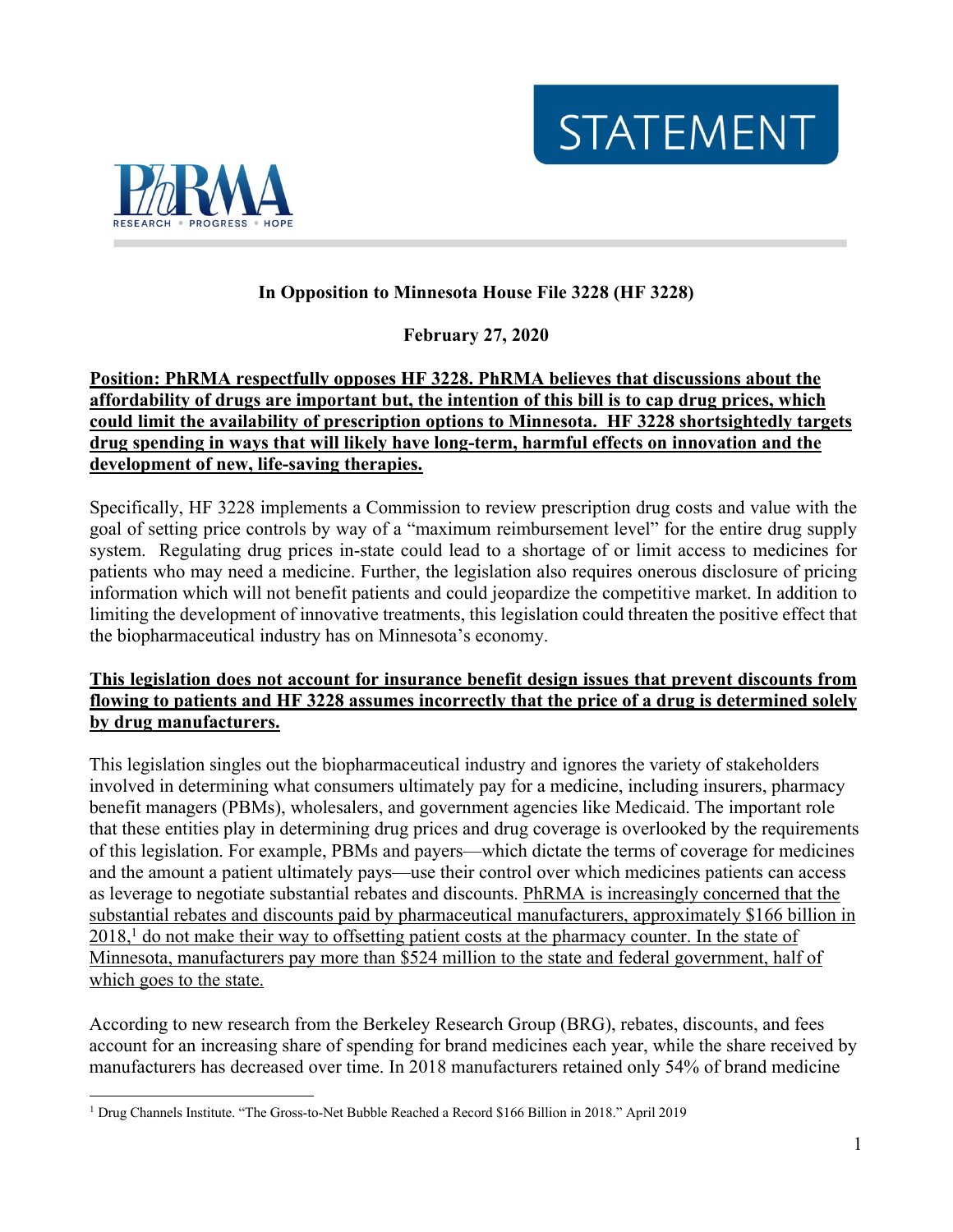STATEMENT

PhRMA — RESEARCH • PROGRESS • HOPE

**In Opposition to Minnesota House File 3228 (HF 3228)**

**February 27, 2020**

**Position: PhRMA respectfully opposes HF 3228. PhRMA believes that discussions about the affordability of drugs are important but, the intention of this bill is to cap drug prices, which could limit the availability of prescription options to Minnesota. HF 3228 shortsightedly targets drug spending in ways that will likely have long-term, harmful effects on innovation and the development of new, life-saving therapies.**

Specifically, HF 3228 implements a Commission to review prescription drug costs and value with the goal of setting price controls by way of a "maximum reimbursement level" for the entire drug supply system. Regulating drug prices in-state could lead to a shortage of or limit access to medicines for patients who may need a medicine. Further, the legislation also requires onerous disclosure of pricing information which will not benefit patients and could jeopardize the competitive market. In addition to limiting the development of innovative treatments, this legislation could threaten the positive effect that the biopharmaceutical industry has on Minnesota's economy.

**This legislation does not account for insurance benefit design issues that prevent discounts from flowing to patients and HF 3228 assumes incorrectly that the price of a drug is determined solely by drug manufacturers.**

This legislation singles out the biopharmaceutical industry and ignores the variety of stakeholders involved in determining what consumers ultimately pay for a medicine, including insurers, pharmacy benefit managers (PBMs), wholesalers, and government agencies like Medicaid. The important role that these entities play in determining drug prices and drug coverage is overlooked by the requirements of this legislation. For example, PBMs and payers—which dictate the terms of coverage for medicines and the amount a patient ultimately pays—use their control over which medicines patients can access as leverage to negotiate substantial rebates and discounts. PhRMA is increasingly concerned that the substantial rebates and discounts paid by pharmaceutical manufacturers, approximately $166 billion in 2018,[1] do not make their way to offsetting patient costs at the pharmacy counter. In the state of Minnesota, manufacturers pay more than $524 million to the state and federal government, half of which goes to the state.

According to new research from the Berkeley Research Group (BRG), rebates, discounts, and fees account for an increasing share of spending for brand medicines each year, while the share received by manufacturers has decreased over time. In 2018 manufacturers retained only 54% of brand medicine

[1] Drug Channels Institute. "The Gross-to-Net Bubble Reached a Record $166 Billion in 2018." April 2019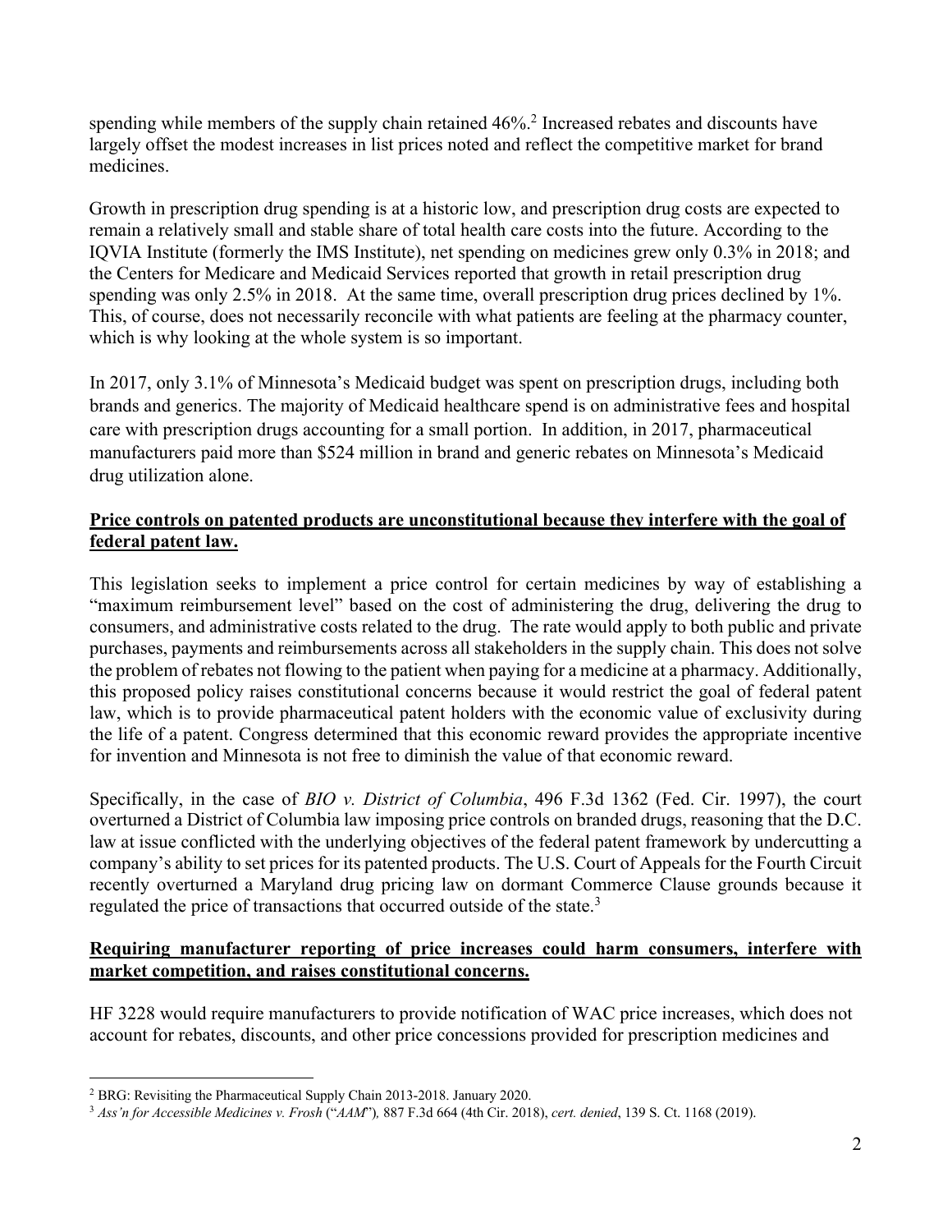spending while members of the supply chain retained 46%.[2] Increased rebates and discounts have largely offset the modest increases in list prices noted and reflect the competitive market for brand medicines.

Growth in prescription drug spending is at a historic low, and prescription drug costs are expected to remain a relatively small and stable share of total health care costs into the future. According to the IQVIA Institute (formerly the IMS Institute), net spending on medicines grew only 0.3% in 2018; and the Centers for Medicare and Medicaid Services reported that growth in retail prescription drug spending was only 2.5% in 2018. At the same time, overall prescription drug prices declined by 1%. This, of course, does not necessarily reconcile with what patients are feeling at the pharmacy counter, which is why looking at the whole system is so important.

In 2017, only 3.1% of Minnesota's Medicaid budget was spent on prescription drugs, including both brands and generics. The majority of Medicaid healthcare spend is on administrative fees and hospital care with prescription drugs accounting for a small portion. In addition, in 2017, pharmaceutical manufacturers paid more than $524 million in brand and generic rebates on Minnesota's Medicaid drug utilization alone.

**Price controls on patented products are unconstitutional because they interfere with the goal of federal patent law.**

This legislation seeks to implement a price control for certain medicines by way of establishing a "maximum reimbursement level" based on the cost of administering the drug, delivering the drug to consumers, and administrative costs related to the drug. The rate would apply to both public and private purchases, payments and reimbursements across all stakeholders in the supply chain. This does not solve the problem of rebates not flowing to the patient when paying for a medicine at a pharmacy. Additionally, this proposed policy raises constitutional concerns because it would restrict the goal of federal patent law, which is to provide pharmaceutical patent holders with the economic value of exclusivity during the life of a patent. Congress determined that this economic reward provides the appropriate incentive for invention and Minnesota is not free to diminish the value of that economic reward.

Specifically, in the case of *BIO v. District of Columbia*, 496 F.3d 1362 (Fed. Cir. 1997), the court overturned a District of Columbia law imposing price controls on branded drugs, reasoning that the D.C. law at issue conflicted with the underlying objectives of the federal patent framework by undercutting a company's ability to set prices for its patented products. The U.S. Court of Appeals for the Fourth Circuit recently overturned a Maryland drug pricing law on dormant Commerce Clause grounds because it regulated the price of transactions that occurred outside of the state.[3]

**Requiring manufacturer reporting of price increases could harm consumers, interfere with market competition, and raises constitutional concerns.**

HF 3228 would require manufacturers to provide notification of WAC price increases, which does not account for rebates, discounts, and other price concessions provided for prescription medicines and

---

[2] BRG: Revisiting the Pharmaceutical Supply Chain 2013-2018. January 2020.

[3] *Ass'n for Accessible Medicines v. Frosh* ("*AAM*"), 887 F.3d 664 (4th Cir. 2018), *cert. denied*, 139 S. Ct. 1168 (2019).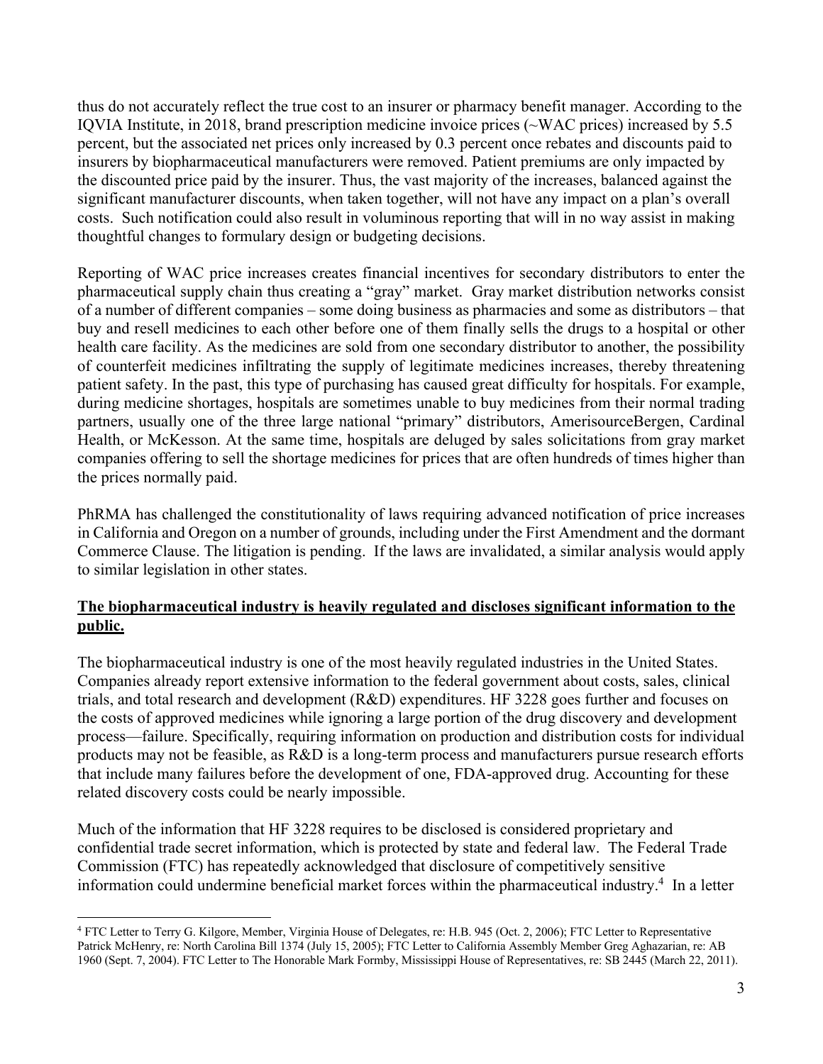thus do not accurately reflect the true cost to an insurer or pharmacy benefit manager. According to the IQVIA Institute, in 2018, brand prescription medicine invoice prices (~WAC prices) increased by 5.5 percent, but the associated net prices only increased by 0.3 percent once rebates and discounts paid to insurers by biopharmaceutical manufacturers were removed. Patient premiums are only impacted by the discounted price paid by the insurer. Thus, the vast majority of the increases, balanced against the significant manufacturer discounts, when taken together, will not have any impact on a plan's overall costs. Such notification could also result in voluminous reporting that will in no way assist in making thoughtful changes to formulary design or budgeting decisions.

Reporting of WAC price increases creates financial incentives for secondary distributors to enter the pharmaceutical supply chain thus creating a "gray" market. Gray market distribution networks consist of a number of different companies – some doing business as pharmacies and some as distributors – that buy and resell medicines to each other before one of them finally sells the drugs to a hospital or other health care facility. As the medicines are sold from one secondary distributor to another, the possibility of counterfeit medicines infiltrating the supply of legitimate medicines increases, thereby threatening patient safety. In the past, this type of purchasing has caused great difficulty for hospitals. For example, during medicine shortages, hospitals are sometimes unable to buy medicines from their normal trading partners, usually one of the three large national "primary" distributors, AmerisourceBergen, Cardinal Health, or McKesson. At the same time, hospitals are deluged by sales solicitations from gray market companies offering to sell the shortage medicines for prices that are often hundreds of times higher than the prices normally paid.

PhRMA has challenged the constitutionality of laws requiring advanced notification of price increases in California and Oregon on a number of grounds, including under the First Amendment and the dormant Commerce Clause. The litigation is pending. If the laws are invalidated, a similar analysis would apply to similar legislation in other states.

**The biopharmaceutical industry is heavily regulated and discloses significant information to the public.**

The biopharmaceutical industry is one of the most heavily regulated industries in the United States. Companies already report extensive information to the federal government about costs, sales, clinical trials, and total research and development (R&D) expenditures. HF 3228 goes further and focuses on the costs of approved medicines while ignoring a large portion of the drug discovery and development process—failure. Specifically, requiring information on production and distribution costs for individual products may not be feasible, as R&D is a long-term process and manufacturers pursue research efforts that include many failures before the development of one, FDA-approved drug. Accounting for these related discovery costs could be nearly impossible.

Much of the information that HF 3228 requires to be disclosed is considered proprietary and confidential trade secret information, which is protected by state and federal law. The Federal Trade Commission (FTC) has repeatedly acknowledged that disclosure of competitively sensitive information could undermine beneficial market forces within the pharmaceutical industry.[4] In a letter

[4] FTC Letter to Terry G. Kilgore, Member, Virginia House of Delegates, re: H.B. 945 (Oct. 2, 2006); FTC Letter to Representative Patrick McHenry, re: North Carolina Bill 1374 (July 15, 2005); FTC Letter to California Assembly Member Greg Aghazarian, re: AB 1960 (Sept. 7, 2004). FTC Letter to The Honorable Mark Formby, Mississippi House of Representatives, re: SB 2445 (March 22, 2011).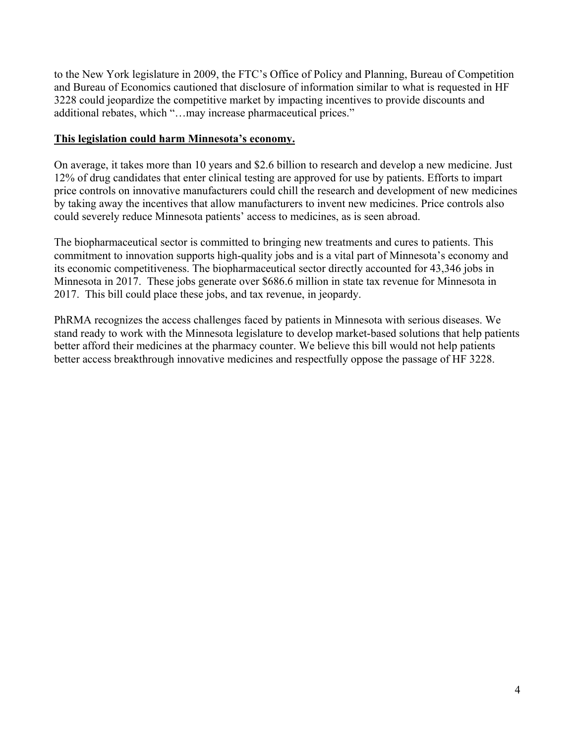to the New York legislature in 2009, the FTC's Office of Policy and Planning, Bureau of Competition and Bureau of Economics cautioned that disclosure of information similar to what is requested in HF 3228 could jeopardize the competitive market by impacting incentives to provide discounts and additional rebates, which "…may increase pharmaceutical prices."

**<u>This legislation could harm Minnesota's economy.</u>**

On average, it takes more than 10 years and $2.6 billion to research and develop a new medicine. Just 12% of drug candidates that enter clinical testing are approved for use by patients. Efforts to impart price controls on innovative manufacturers could chill the research and development of new medicines by taking away the incentives that allow manufacturers to invent new medicines. Price controls also could severely reduce Minnesota patients' access to medicines, as is seen abroad.

The biopharmaceutical sector is committed to bringing new treatments and cures to patients. This commitment to innovation supports high-quality jobs and is a vital part of Minnesota's economy and its economic competitiveness. The biopharmaceutical sector directly accounted for 43,346 jobs in Minnesota in 2017. These jobs generate over $686.6 million in state tax revenue for Minnesota in 2017. This bill could place these jobs, and tax revenue, in jeopardy.

PhRMA recognizes the access challenges faced by patients in Minnesota with serious diseases. We stand ready to work with the Minnesota legislature to develop market-based solutions that help patients better afford their medicines at the pharmacy counter. We believe this bill would not help patients better access breakthrough innovative medicines and respectfully oppose the passage of HF 3228.